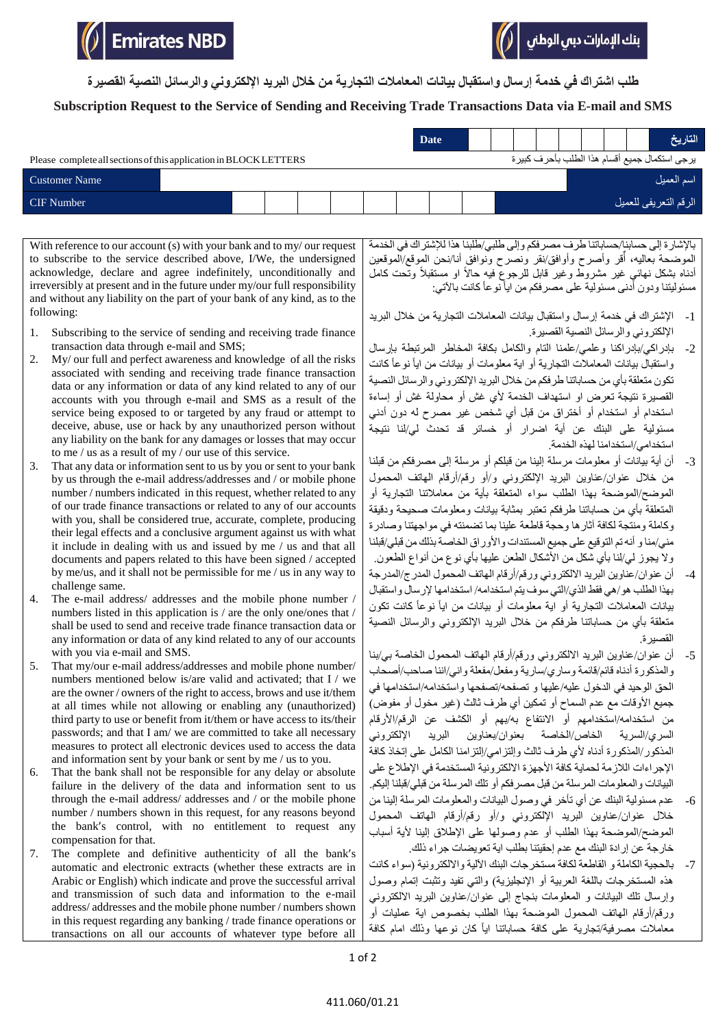Emirates NBD | بنك الإمارات دبي الوطني

## طلب اشتراك في خدمة إرسال واستقبال بيانات المعاملات التجارية من خلال البريد الإلكتروني والرسائل النصية القصيرة

## Subscription Request to the Service of Sending and Receiving Trade Transactions Data via E-mail and SMS

| Date | | | | | | | | | | التاريخ |
|---|---|---|---|---|---|---|---|---|---|---|

Please complete all sections of this application in BLOCK LETTERS — يرجى استكمال جميع أقسام هذا الطلب بأحرف كبيرة

| Customer Name | | اسم العميل |
|---|---|---|
| CIF Number | | الرقم التعريفي للعميل |

With reference to our account (s) with your bank and to my/ our request to subscribe to the service described above, I/We, the undersigned acknowledge, declare and agree indefinitely, unconditionally and irreversibly at present and in the future under my/our full responsibility and without any liability on the part of your bank of any kind, as to the following:

1. Subscribing to the service of sending and receiving trade finance transaction data through e-mail and SMS;
2. My/ our full and perfect awareness and knowledge of all the risks associated with sending and receiving trade finance transaction data or any information or data of any kind related to any of our accounts with you through e-mail and SMS as a result of the service being exposed to or targeted by any fraud or attempt to deceive, abuse, use or hack by any unauthorized person without any liability on the bank for any damages or losses that may occur to me / us as a result of my / our use of this service.
3. That any data or information sent to us by you or sent to your bank by us through the e-mail address/addresses and / or mobile phone number / numbers indicated in this request, whether related to any of our trade finance transactions or related to any of our accounts with you, shall be considered true, accurate, complete, producing their legal effects and a conclusive argument against us with what it include in dealing with us and issued by me / us and that all documents and papers related to this have been signed / accepted by me/us, and it shall not be permissible for me / us in any way to challenge same.
4. The e-mail address/ addresses and the mobile phone number / numbers listed in this application is / are the only one/ones that / shall be used to send and receive trade finance transaction data or any information or data of any kind related to any of our accounts with you via e-mail and SMS.
5. That my/our e-mail address/addresses and mobile phone number/ numbers mentioned below is/are valid and activated; that I / we are the owner / owners of the right to access, brows and use it/them at all times while not allowing or enabling any (unauthorized) third party to use or benefit from it/them or have access to its/their passwords; and that I am/ we are committed to take all necessary measures to protect all electronic devices used to access the data and information sent by your bank or sent by me / us to you.
6. That the bank shall not be responsible for any delay or absolute failure in the delivery of the data and information sent to us through the e-mail address/ addresses and / or the mobile phone number / numbers shown in this request, for any reasons beyond the bank's control, with no entitlement to request any compensation for that.
7. The complete and definitive authenticity of all the bank's automatic and electronic extracts (whether these extracts are in Arabic or English) which indicate and prove the successful arrival and transmission of such data and information to the e-mail address/ addresses and the mobile phone number / numbers shown in this request regarding any banking / trade finance operations or transactions on all our accounts of whatever type before all

بالإشارة إلى حسابنا/حساباتنا طرف مصرفكم وإلى طلبي/طلبنا هذا للإشتراك في الخدمة الموضحة بعاليه، أقر وأصرح وأوافق/نقر ونصرح ونوافق أنا/نحن الموقع/الموقعين أدناه بشكل نهائي غير مشروط وغير قابل للرجوع فيه حالاً او مستقبلاً وتحت كامل مسئوليتنا ودون أدنى مسئولية على مصرفكم من أياً نوعاً كانت بالآتي:

1- الإشتراك في خدمة إرسال واستقبال بيانات المعاملات التجارية من خلال البريد الإلكتروني والرسائل النصية القصيرة.

2- بإدراكي/بإدراكنا وعلمي/علمنا التام والكامل بكافة المخاطر المرتبطة بإرسال واستقبال بيانات المعاملات التجارية أو اية معلومات أو بيانات من أياً نوعاً كانت تكون متعلقة بأي من حساباتنا طرفكم من خلال البريد الإلكتروني والرسائل النصية القصيرة نتيجة تعرض او استهداف الخدمة لأي غش أو محاولة غش أو إساءة استخدام أو استخدام أو أختراق من قبل أي شخص غير مصرح له دون أدني مسئولية على البنك عن أية اضرار أو خسائر قد تحدث لي/لنا نتيجة استخدامي/استخدامنا لهذه الخدمة.

3- أن أية بيانات أو معلومات مرسلة إلينا من قبلكم أو مرسلة إلى مصرفكم من قبلنا من خلال عنوان/عناوين البريد الإلكتروني و/أو رقم/أرقام الهاتف المحمول الموضح/الموضحة بهذا الطلب سواء المتعلقة بأية من معاملاتنا التجارية أو المتعلقة بأي من حساباتنا طرفكم تعتبر بمثابة بيانات ومعلومات صحيحة ودقيقة وكاملة ومنتجة لكافة آثارها وحجة قاطعة علينا بما تضمنته في مواجهتنا وصادرة مني/منا و أنه تم التوقيع على جميع المستندات والأوراق الخاصة بذلك من قبلي/قبلنا ولا يجوز لي/لنا بأي شكل من الأشكال الطعن عليها بأي نوع من أنواع الطعون.

4- أن عنوان/عناوين البريد الالكتروني ورقم/أرقام الهاتف المحمول المدرج/المدرجة بهذا الطلب هو/هي فقط الذي/التي سوف يتم استخدامه/ استخدامها لإرسال واستقبال بيانات المعاملات التجارية أو اية معلومات أو بيانات من أياً نوعاً كانت تكون متعلقة بأي من حساباتنا طرفكم من خلال البريد الإلكتروني والرسائل النصية القصيرة.

5- أن عنوان/عناوين البريد الالكتروني ورقم/أرقام الهاتف المحمول الخاصة بي/بنا والمذكورة أدناه قائم/قائمة وساري/سارية ومفعل/مفعلة واني/اننا صاحب/أصحاب الحق الوحيد في الدخول عليه/عليها و تصفحه/تصفحها واستخدامه/استخدامها في جميع الأوقات مع عدم السماح أو تمكين أي طرف ثالث (غير مخول أو مفوض) من استخدامه/استخدامهم أو الانتفاع به/بهم أو الكشف عن الرقم/الأرقام السري/السرية الخاص/الخاصة بعنوان/بعناوين البريد الإلكتروني المذكور/المذكورة أدناه لأي طرف ثالث والتزامي/التزامنا الكامل على إتخاذ كافة الإجراءات اللازمة لحماية كافة الأجهزة الالكترونية المستخدمة في الإطلاع على البيانات والمعلومات المرسلة من قبل مصرفكم أو تلك المرسلة من قبلي/قبلنا إليكم.

6- عدم مسئولية البنك عن أي تأخر في وصول البيانات والمعلومات المرسلة إلينا من خلال عنوان/عناوين البريد الإلكتروني و/أو رقم/أرقام الهاتف المحمول الموضح/الموضحة بهذا الطلب أو عدم وصولها على الإطلاق إلينا لأية أسباب خارجة عن إرادة البنك مع عدم إحقيتنا بطلب اية تعويضات جراء ذلك.

7- بالحجية الكاملة و القاطعة لكافة مستخرجات البنك الآلية والالكترونية (سواء كانت هذه المستخرجات باللغة العربية أو الإنجليزية) والتي تفيد وتثبت إتمام وصول وإرسال تلك البيانات و المعلومات بنجاح إلى عنوان/عناوين البريد الالكتروني ورقم/أرقام الهاتف المحمول الموضحة بهذا الطلب بخصوص اية عمليات أو معاملات مصرفية/تجارية على كافة حساباتنا اياً كان نوعها وذلك امام كافة

411.060/01.21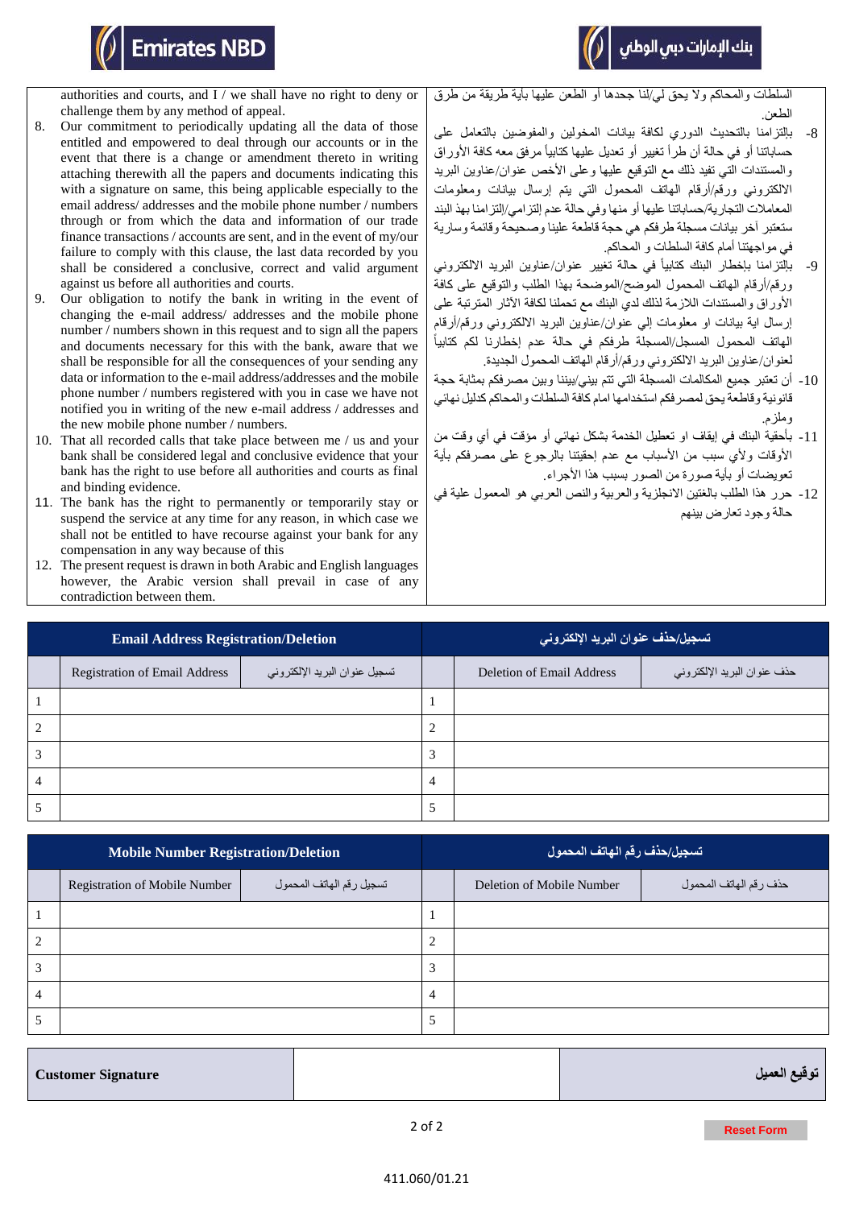Emirates NBD

بنك الإمارات دبي الوطني

authorities and courts, and I / we shall have no right to deny or challenge them by any method of appeal.

8. Our commitment to periodically updating all the data of those entitled and empowered to deal through our accounts or in the event that there is a change or amendment thereto in writing attaching therewith all the papers and documents indicating this with a signature on same, this being applicable especially to the email address/ addresses and the mobile phone number / numbers through or from which the data and information of our trade finance transactions / accounts are sent, and in the event of my/our failure to comply with this clause, the last data recorded by you shall be considered a conclusive, correct and valid argument against us before all authorities and courts.
9. Our obligation to notify the bank in writing in the event of changing the e-mail address/ addresses and the mobile phone number / numbers shown in this request and to sign all the papers and documents necessary for this with the bank, aware that we shall be responsible for all the consequences of your sending any data or information to the e-mail address/addresses and the mobile phone number / numbers registered with you in case we have not notified you in writing of the new e-mail address / addresses and the new mobile phone number / numbers.
10. That all recorded calls that take place between me / us and your bank shall be considered legal and conclusive evidence that your bank has the right to use before all authorities and courts as final and binding evidence.
11. The bank has the right to permanently or temporarily stay or suspend the service at any time for any reason, in which case we shall not be entitled to have recourse against your bank for any compensation in any way because of this
12. The present request is drawn in both Arabic and English languages however, the Arabic version shall prevail in case of any contradiction between them.

السلطات والمحاكم ولا يحق لي/لنا جحدها أو الطعن عليها بأية طريقة من طرق الطعن.

8- بإلتزامنا بالتحديث الدوري لكافة بيانات المخولين والمفوضين بالتعامل على حساباتنا أو في حالة أن طرأ تغيير أو تعديل عليها كتابياً مرفق معه كافة الأوراق والمستندات التي تفيد ذلك مع التوقيع عليها وعلى الأخص عنوان/عناوين البريد الالكتروني ورقم/أرقام الهاتف المحمول التي يتم إرسال بيانات ومعلومات المعاملات التجارية/حساباتنا عليها أو منها وفي حالة عدم إلتزامي/إلتزامنا بهذ البند ستعتبر آخر بيانات مسجلة طرفكم هي حجة قاطعة علينا وصحيحة وقائمة وسارية في مواجهتنا أمام كافة السلطات و المحاكم.

9- بإلتزامنا بإخطار البنك كتابياً في حالة تغيير عنوان/عناوين البريد الالكتروني ورقم/أرقام الهاتف المحمول الموضح/الموضحة بهذا الطلب والتوقيع على كافة الأوراق والمستندات اللازمة لذلك لدي البنك مع تحملنا لكافة الآثار المترتبة على إرسال اية بيانات او معلومات إلي عنوان/عناوين البريد الالكتروني ورقم/أرقام الهاتف المحمول المسجل/المسجلة طرفكم في حالة عدم إخطارنا لكم كتابياً لعنوان/عناوين البريد الالكتروني ورقم/أرقام الهاتف المحمول الجديدة.

10- أن تعتبر جميع المكالمات المسجلة التي تتم بيني/بيننا وبين مصرفكم بمثابة حجة قانونية وقاطعة يحق لمصرفكم استخدامها امام كافة السلطات والمحاكم كدليل نهائي وملزم.

11- بأحقية البنك في إيقاف او تعطيل الخدمة بشكل نهائي أو مؤقت في أي وقت من الأوقات ولأي سبب من الأسباب مع عدم إحقيتنا بالرجوع على مصرفكم بأية تعويضات أو بأية صورة من الصور بسبب هذا الأجراء.

12- حرر هذا الطلب بالغتين الانجلزية والعربية والنص العربي هو المعمول علية في حالة وجود تعارض بينهم

| Email Address Registration/Deletion | | | تسجيل/حذف عنوان البريد الإلكتروني | | |
|---|---|---|---|---|---|
| | Registration of Email Address | تسجيل عنوان البريد الإلكتروني | | Deletion of Email Address | حذف عنوان البريد الإلكتروني |
| 1 | | | 1 | | |
| 2 | | | 2 | | |
| 3 | | | 3 | | |
| 4 | | | 4 | | |
| 5 | | | 5 | | |

| Mobile Number Registration/Deletion | | | تسجيل/حذف رقم الهاتف المحمول | | |
|---|---|---|---|---|---|
| | Registration of Mobile Number | تسجيل رقم الهاتف المحمول | | Deletion of Mobile Number | حذف رقم الهاتف المحمول |
| 1 | | | 1 | | |
| 2 | | | 2 | | |
| 3 | | | 3 | | |
| 4 | | | 4 | | |
| 5 | | | 5 | | |

| | | |
|---|---|---|
| **Customer Signature** | | **توقيع العميل** |

Reset Form

411.060/01.21